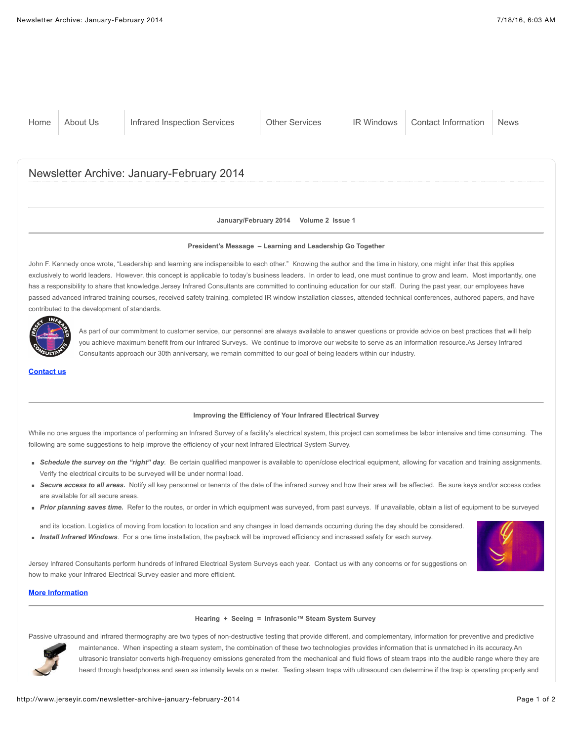Home | About Us | Infrared Inspection Services | Other Services | IR Windows | Contact Information | News

# Newsletter Archive: January-February 2014

**January/February 2014 Volume 2 Issue 1**

## President's Message – Learning and Leadership Go Together

John F. Kennedy once wrote, "Leadership and learning are indispensible to each other." Knowing the author and the time in history, one might infer that this applies exclusively to world leaders. However, this concept is applicable to today's business leaders. In order to lead, one must continue to grow and learn. Most importantly, one has a responsibility to share that knowledge.Jersey Infrared Consultants are committed to continuing education for our staff. During the past year, our employees have passed advanced infrared training courses, received safety training, completed IR window installation classes, attended technical conferences, authored papers, and have contributed to the development of standards.

As part of our commitment to customer service, our personnel are always available to answer questions or provide advice on best practices that will help you achieve maximum benefit from our Infrared Surveys. We continue to improve our website to serve as an information resource.As Jersey Infrared Consultants approach our 30th anniversary, we remain committed to our goal of being leaders within our industry.

**Contact us**

## Improving the Efficiency of Your Infrared Electrical Survey

While no one argues the importance of performing an Infrared Survey of a facility's electrical system, this project can sometimes be labor intensive and time consuming. The following are some suggestions to help improve the efficiency of your next Infrared Electrical System Survey.

- ***Schedule the survey on the "right" day***. Be certain qualified manpower is available to open/close electrical equipment, allowing for vacation and training assignments. Verify the electrical circuits to be surveyed will be under normal load.
- ***Secure access to all areas.*** Notify all key personnel or tenants of the date of the infrared survey and how their area will be affected. Be sure keys and/or access codes are available for all secure areas.
- ***Prior planning saves time.*** Refer to the routes, or order in which equipment was surveyed, from past surveys. If unavailable, obtain a list of equipment to be surveyed and its location. Logistics of moving from location to location and any changes in load demands occurring during the day should be considered.
- ***Install Infrared Windows***. For a one time installation, the payback will be improved efficiency and increased safety for each survey.

Jersey Infrared Consultants perform hundreds of Infrared Electrical System Surveys each year. Contact us with any concerns or for suggestions on how to make your Infrared Electrical Survey easier and more efficient.

**More Information**

## Hearing + Seeing = Infrasonic™ Steam System Survey

Passive ultrasound and infrared thermography are two types of non-destructive testing that provide different, and complementary, information for preventive and predictive maintenance. When inspecting a steam system, the combination of these two technologies provides information that is unmatched in its accuracy.An ultrasonic translator converts high-frequency emissions generated from the mechanical and fluid flows of steam traps into the audible range where they are heard through headphones and seen as intensity levels on a meter. Testing steam traps with ultrasound can determine if the trap is operating properly and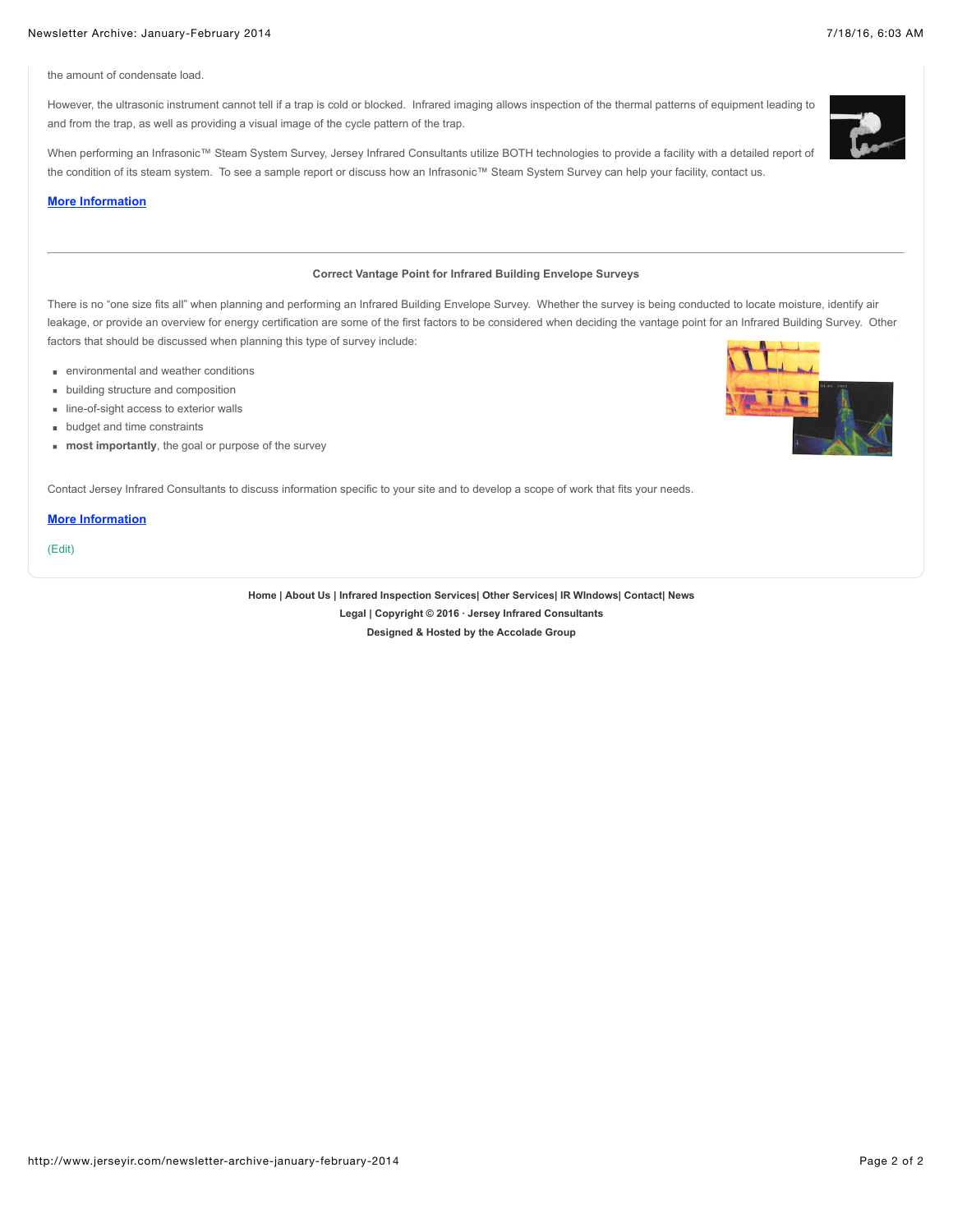the amount of condensate load.

However, the ultrasonic instrument cannot tell if a trap is cold or blocked. Infrared imaging allows inspection of the thermal patterns of equipment leading to and from the trap, as well as providing a visual image of the cycle pattern of the trap.

When performing an Infrasonic™ Steam System Survey, Jersey Infrared Consultants utilize BOTH technologies to provide a facility with a detailed report of the condition of its steam system. To see a sample report or discuss how an Infrasonic™ Steam System Survey can help your facility, contact us.

**More Information**

---

### Correct Vantage Point for Infrared Building Envelope Surveys

There is no "one size fits all" when planning and performing an Infrared Building Envelope Survey. Whether the survey is being conducted to locate moisture, identify air leakage, or provide an overview for energy certification are some of the first factors to be considered when deciding the vantage point for an Infrared Building Survey. Other factors that should be discussed when planning this type of survey include:

- environmental and weather conditions
- building structure and composition
- line-of-sight access to exterior walls
- budget and time constraints
- **most importantly**, the goal or purpose of the survey

Contact Jersey Infrared Consultants to discuss information specific to your site and to develop a scope of work that fits your needs.

**More Information**

(Edit)

**Home | About Us | Infrared Inspection Services| Other Services| IR WIndows| Contact| News**
**Legal | Copyright © 2016 · Jersey Infrared Consultants**
**Designed & Hosted by the Accolade Group**